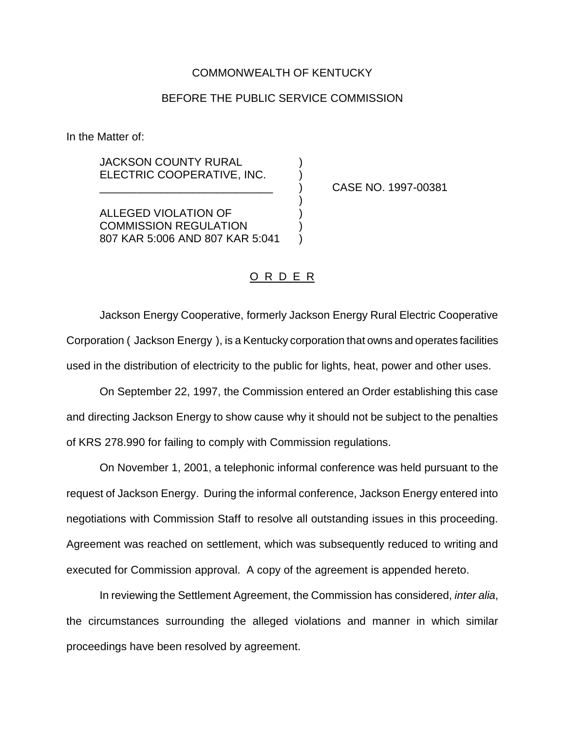COMMONWEALTH OF KENTUCKY

BEFORE THE PUBLIC SERVICE COMMISSION

In the Matter of:

JACKSON COUNTY RURAL ELECTRIC COOPERATIVE, INC.

ALLEGED VIOLATION OF COMMISSION REGULATION 807 KAR 5:006 AND 807 KAR 5:041

CASE NO. 1997-00381

## O R D E R

Jackson Energy Cooperative, formerly Jackson Energy Rural Electric Cooperative Corporation ( Jackson Energy ), is a Kentucky corporation that owns and operates facilities used in the distribution of electricity to the public for lights, heat, power and other uses.

On September 22, 1997, the Commission entered an Order establishing this case and directing Jackson Energy to show cause why it should not be subject to the penalties of KRS 278.990 for failing to comply with Commission regulations.

On November 1, 2001, a telephonic informal conference was held pursuant to the request of Jackson Energy. During the informal conference, Jackson Energy entered into negotiations with Commission Staff to resolve all outstanding issues in this proceeding. Agreement was reached on settlement, which was subsequently reduced to writing and executed for Commission approval. A copy of the agreement is appended hereto.

In reviewing the Settlement Agreement, the Commission has considered, *inter alia*, the circumstances surrounding the alleged violations and manner in which similar proceedings have been resolved by agreement.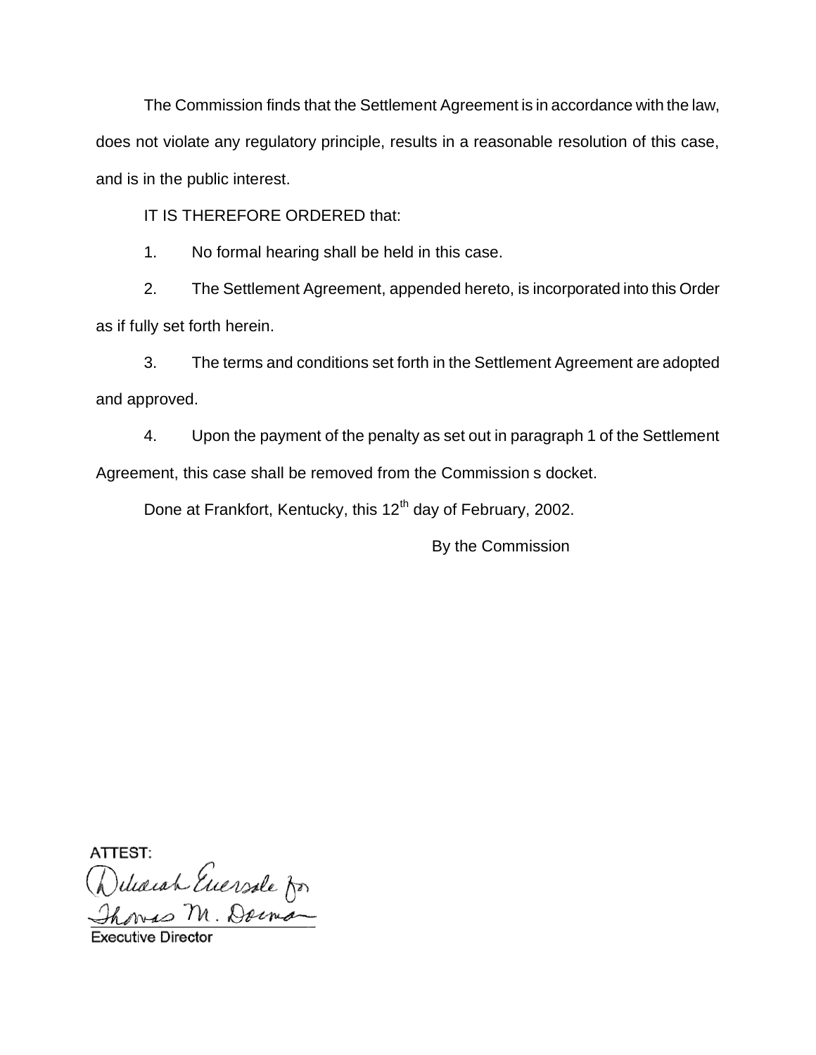The Commission finds that the Settlement Agreement is in accordance with the law, does not violate any regulatory principle, results in a reasonable resolution of this case, and is in the public interest.

IT IS THEREFORE ORDERED that:

1. No formal hearing shall be held in this case.

2. The Settlement Agreement, appended hereto, is incorporated into this Order as if fully set forth herein.

3. The terms and conditions set forth in the Settlement Agreement are adopted and approved.

4. Upon the payment of the penalty as set out in paragraph 1 of the Settlement Agreement, this case shall be removed from the Commission s docket.

Done at Frankfort, Kentucky, this 12th day of February, 2002.

By the Commission

ATTEST:

Deborah Eversole for
Thomas M. Dorman

Executive Director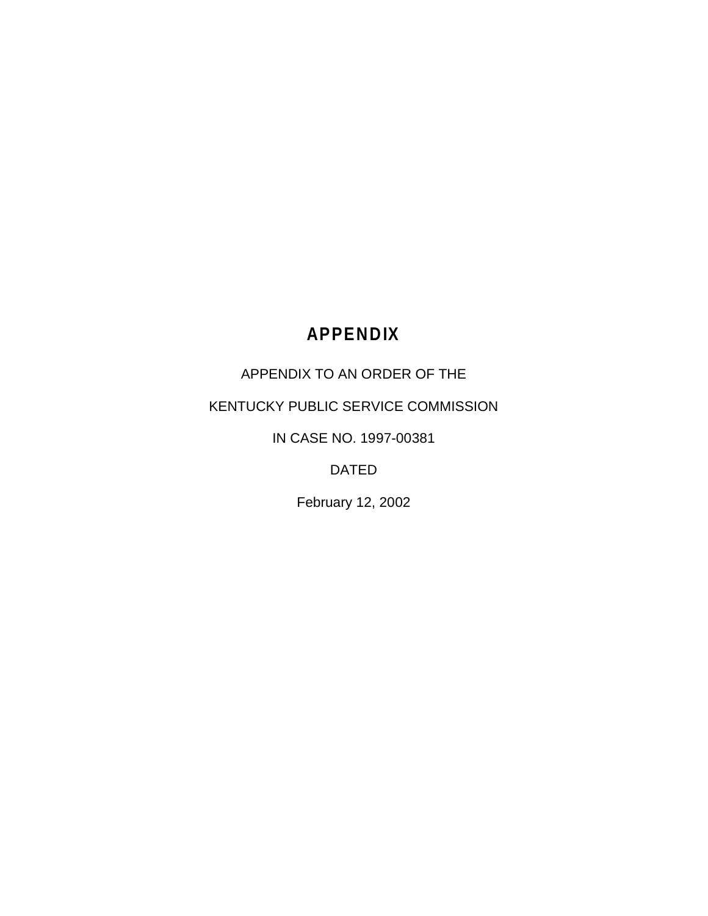# APPENDIX

APPENDIX TO AN ORDER OF THE

KENTUCKY PUBLIC SERVICE COMMISSION

IN CASE NO. 1997-00381

DATED

February 12, 2002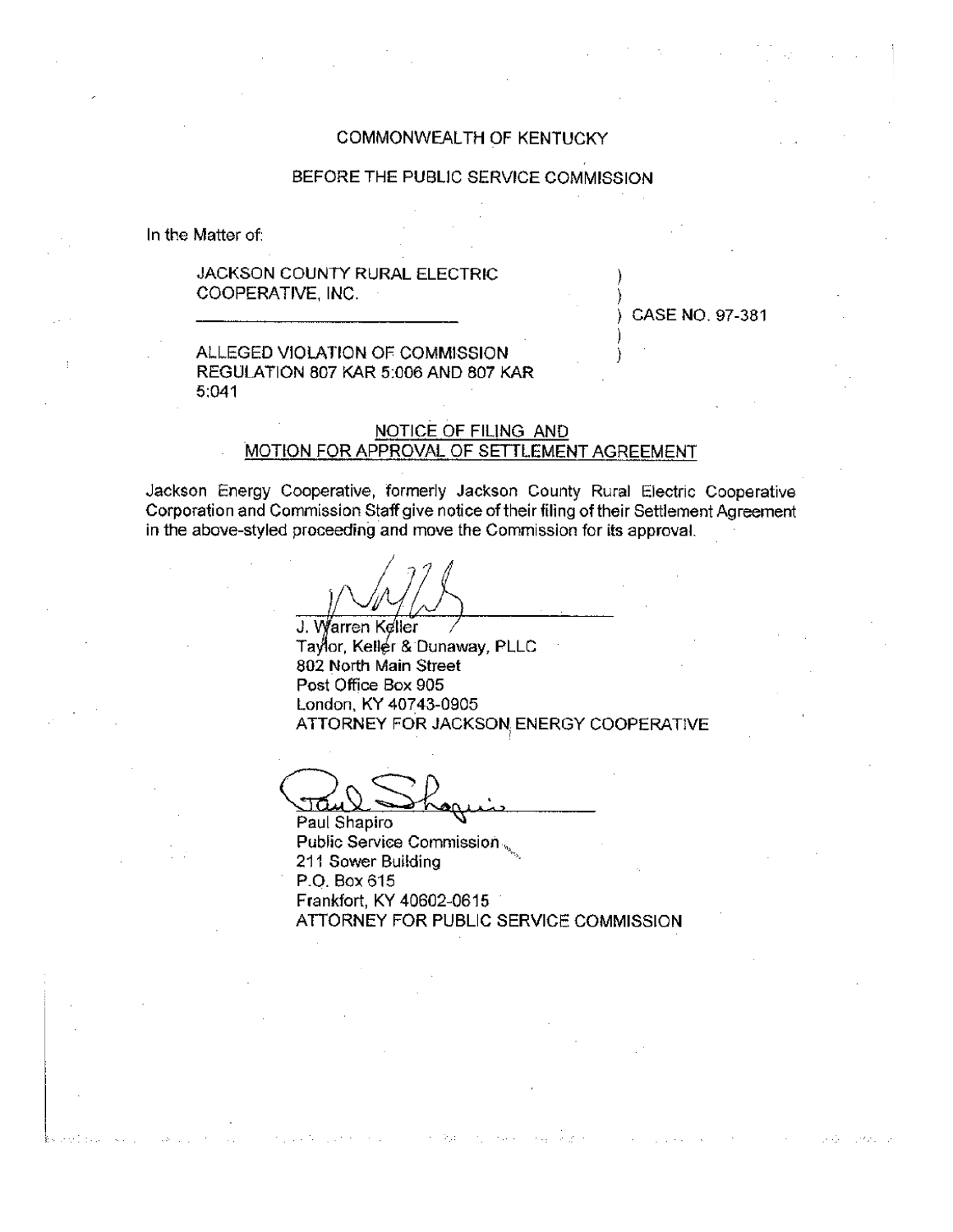COMMONWEALTH OF KENTUCKY

BEFORE THE PUBLIC SERVICE COMMISSION

In the Matter of:

| | | |
|---|---|---|
| JACKSON COUNTY RURAL ELECTRIC COOPERATIVE, INC. | ) | |
| | ) | |
| | ) | CASE NO. 97-381 |
| ALLEGED VIOLATION OF COMMISSION REGULATION 807 KAR 5:006 AND 807 KAR 5:041 | ) | |
| | ) | |

## NOTICE OF FILING AND MOTION FOR APPROVAL OF SETTLEMENT AGREEMENT

Jackson Energy Cooperative, formerly Jackson County Rural Electric Cooperative Corporation and Commission Staff give notice of their filing of their Settlement Agreement in the above-styled proceeding and move the Commission for its approval.

J. Warren Keller
Taylor, Keller & Dunaway, PLLC
802 North Main Street
Post Office Box 905
London, KY 40743-0905
ATTORNEY FOR JACKSON ENERGY COOPERATIVE

Paul Shapiro
Public Service Commission
211 Sower Building
P.O. Box 615
Frankfort, KY 40602-0615
ATTORNEY FOR PUBLIC SERVICE COMMISSION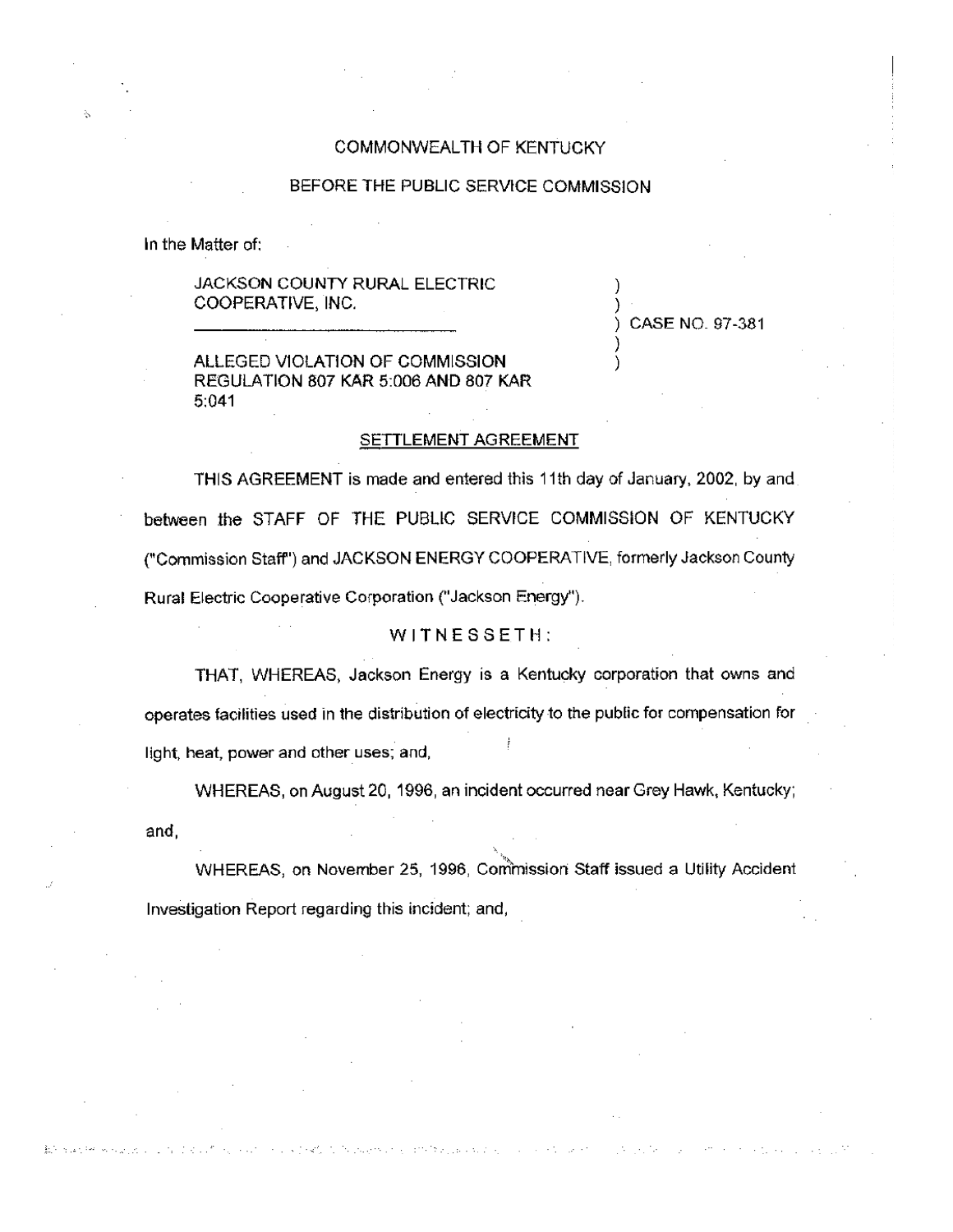COMMONWEALTH OF KENTUCKY

BEFORE THE PUBLIC SERVICE COMMISSION

In the Matter of:

JACKSON COUNTY RURAL ELECTRIC COOPERATIVE, INC. ) CASE NO. 97-381

ALLEGED VIOLATION OF COMMISSION REGULATION 807 KAR 5:006 AND 807 KAR 5:041

## SETTLEMENT AGREEMENT

THIS AGREEMENT is made and entered this 11th day of January, 2002, by and between the STAFF OF THE PUBLIC SERVICE COMMISSION OF KENTUCKY ("Commission Staff") and JACKSON ENERGY COOPERATIVE, formerly Jackson County Rural Electric Cooperative Corporation ("Jackson Energy").

WITNESSETH:

THAT, WHEREAS, Jackson Energy is a Kentucky corporation that owns and operates facilities used in the distribution of electricity to the public for compensation for light, heat, power and other uses; and,

WHEREAS, on August 20, 1996, an incident occurred near Grey Hawk, Kentucky; and,

WHEREAS, on November 25, 1996, Commission Staff issued a Utility Accident Investigation Report regarding this incident; and,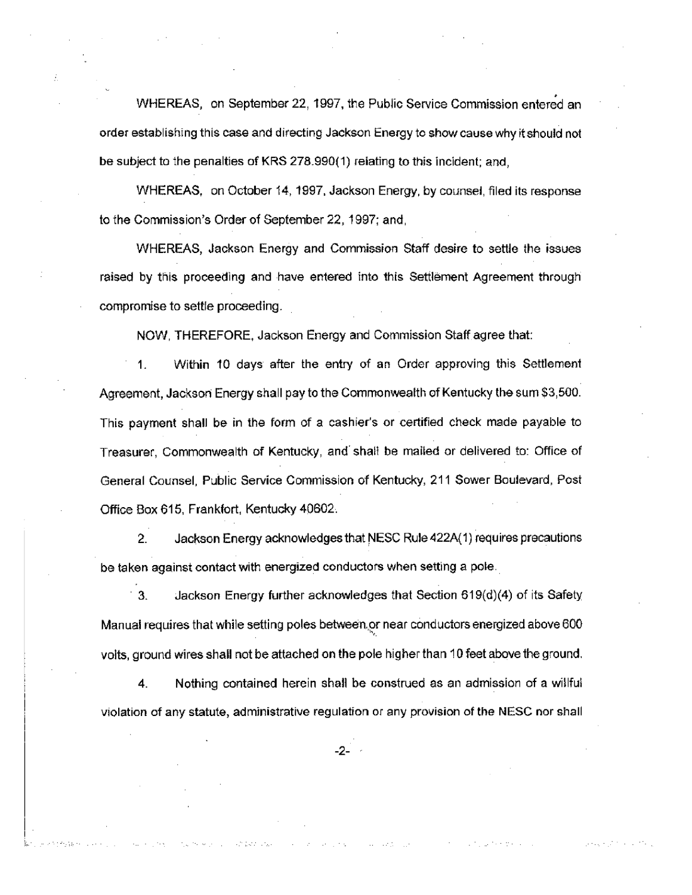WHEREAS, on September 22, 1997, the Public Service Commission entered an order establishing this case and directing Jackson Energy to show cause why it should not be subject to the penalties of KRS 278.990(1) relating to this incident; and,

WHEREAS, on October 14, 1997, Jackson Energy, by counsel, filed its response to the Commission's Order of September 22, 1997; and,

WHEREAS, Jackson Energy and Commission Staff desire to settle the issues raised by this proceeding and have entered into this Settlement Agreement through compromise to settle proceeding.

NOW, THEREFORE, Jackson Energy and Commission Staff agree that:

1. Within 10 days after the entry of an Order approving this Settlement Agreement, Jackson Energy shall pay to the Commonwealth of Kentucky the sum $3,500. This payment shall be in the form of a cashier's or certified check made payable to Treasurer, Commonwealth of Kentucky, and shall be mailed or delivered to: Office of General Counsel, Public Service Commission of Kentucky, 211 Sower Boulevard, Post Office Box 615, Frankfort, Kentucky 40602.

2. Jackson Energy acknowledges that NESC Rule 422A(1) requires precautions be taken against contact with energized conductors when setting a pole.

3. Jackson Energy further acknowledges that Section 619(d)(4) of its Safety Manual requires that while setting poles between or near conductors energized above 600 volts, ground wires shall not be attached on the pole higher than 10 feet above the ground.

4. Nothing contained herein shall be construed as an admission of a willful violation of any statute, administrative regulation or any provision of the NESC nor shall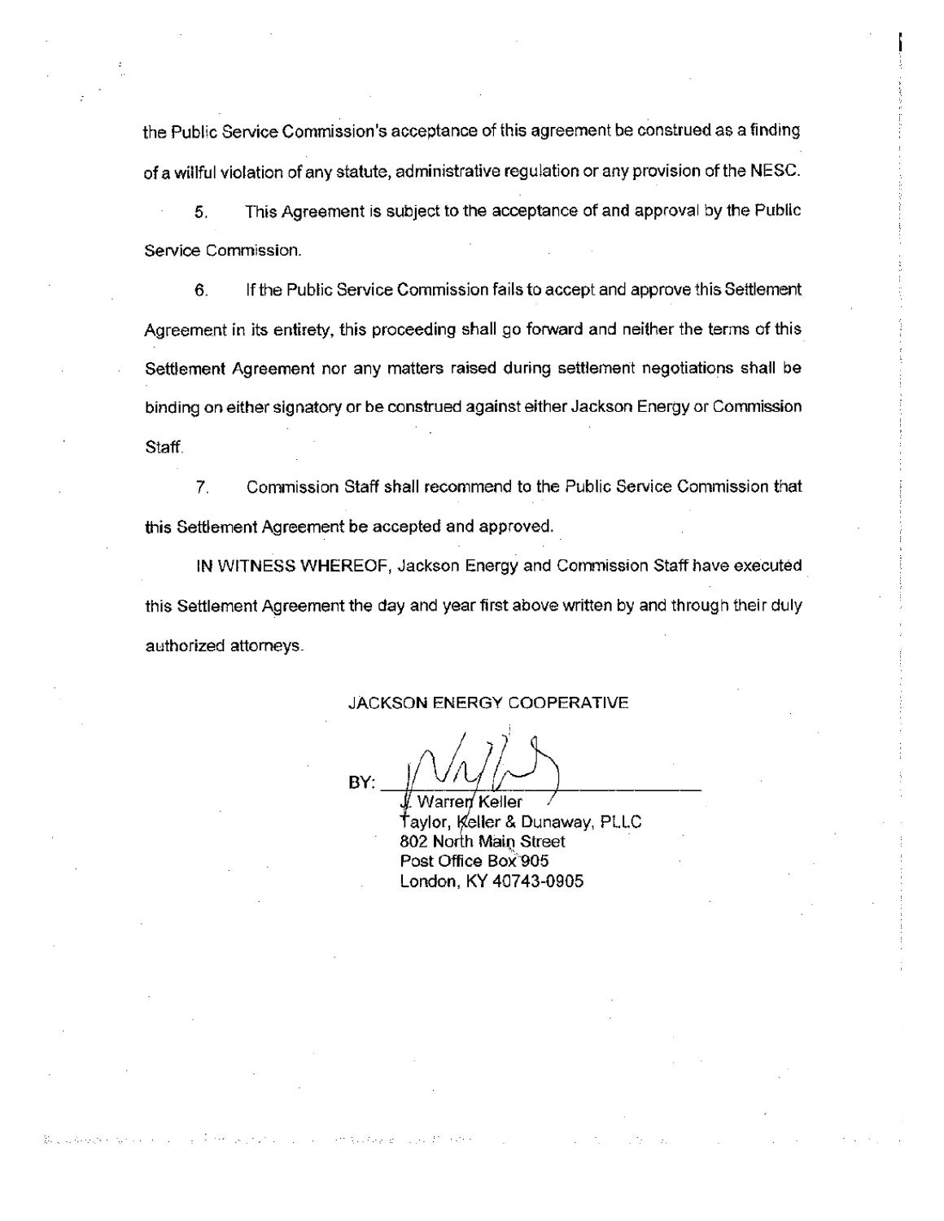the Public Service Commission's acceptance of this agreement be construed as a finding of a willful violation of any statute, administrative regulation or any provision of the NESC.

5. This Agreement is subject to the acceptance of and approval by the Public Service Commission.

6. If the Public Service Commission fails to accept and approve this Settlement Agreement in its entirety, this proceeding shall go forward and neither the terms of this Settlement Agreement nor any matters raised during settlement negotiations shall be binding on either signatory or be construed against either Jackson Energy or Commission Staff.

7. Commission Staff shall recommend to the Public Service Commission that this Settlement Agreement be accepted and approved.

IN WITNESS WHEREOF, Jackson Energy and Commission Staff have executed this Settlement Agreement the day and year first above written by and through their duly authorized attorneys.

JACKSON ENERGY COOPERATIVE

BY: ______________________________

J. Warren Keller
Taylor, Keller & Dunaway, PLLC
802 North Main Street
Post Office Box 905
London, KY 40743-0905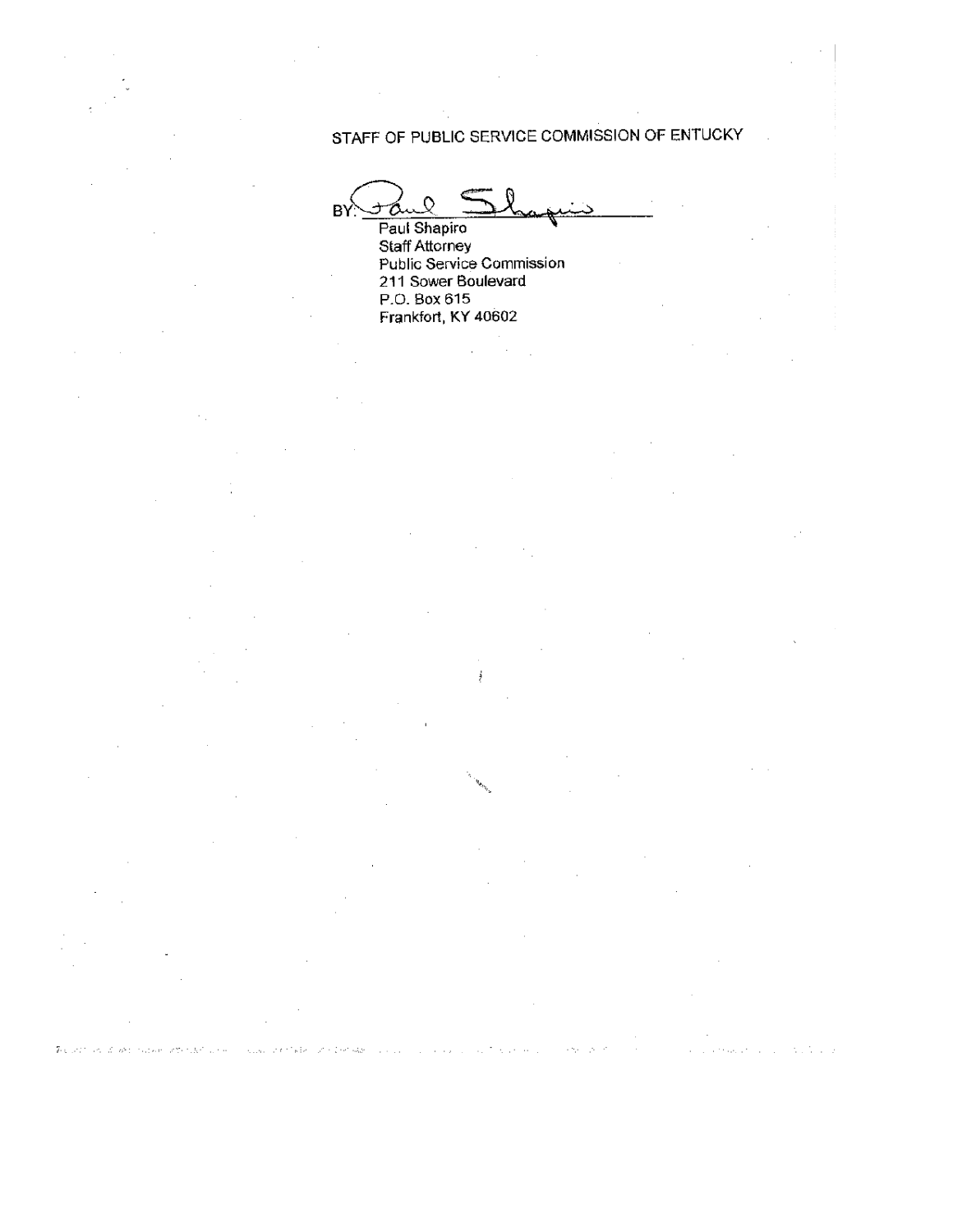STAFF OF PUBLIC SERVICE COMMISSION OF ENTUCKY

BY: Paul Shapiro

Paul Shapiro
Staff Attorney
Public Service Commission
211 Sower Boulevard
P.O. Box 615
Frankfort, KY 40602